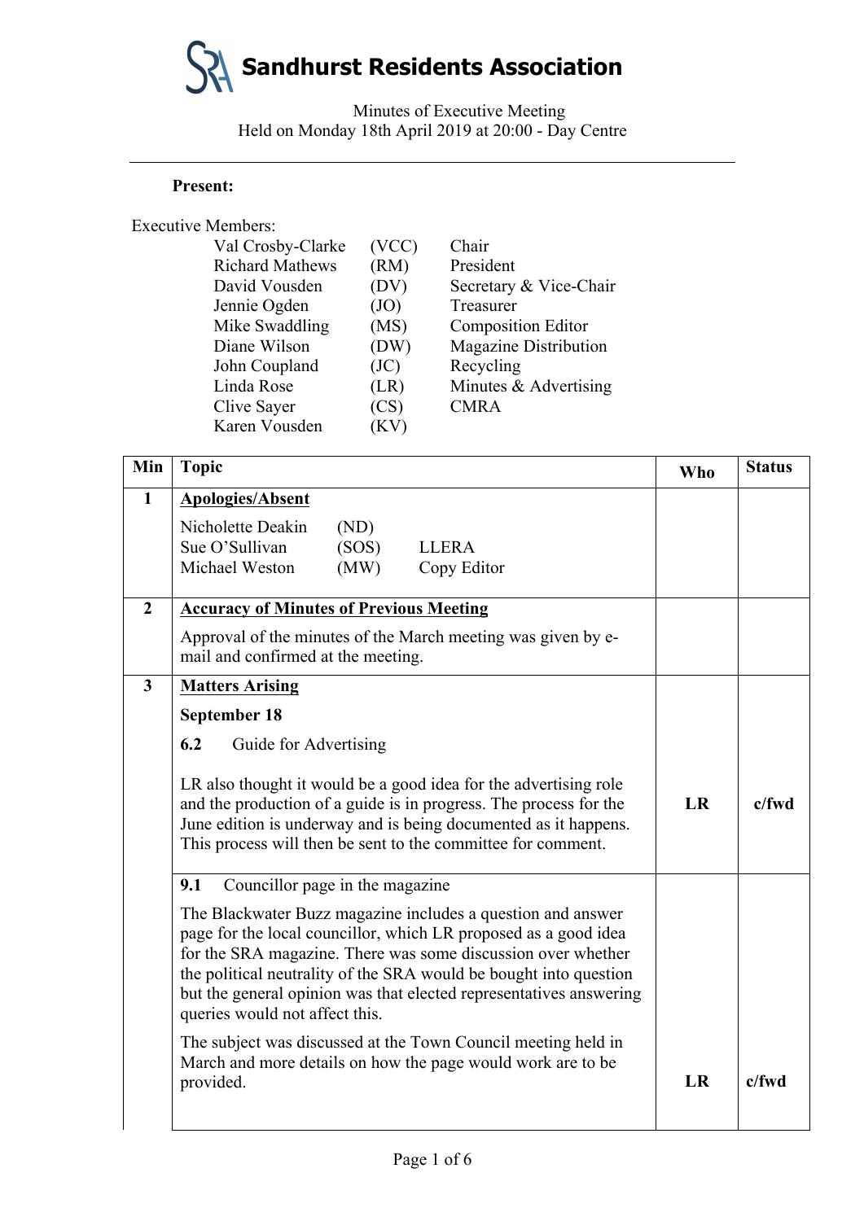# Sandhurst Residents Association

Minutes of Executive Meeting
Held on Monday 18th April 2019 at 20:00 - Day Centre

---

**Present:**

Executive Members:

| Name | Initials | Role |
|---|---|---|
| Val Crosby-Clarke | (VCC) | Chair |
| Richard Mathews | (RM) | President |
| David Vousden | (DV) | Secretary & Vice-Chair |
| Jennie Ogden | (JO) | Treasurer |
| Mike Swaddling | (MS) | Composition Editor |
| Diane Wilson | (DW) | Magazine Distribution |
| John Coupland | (JC) | Recycling |
| Linda Rose | (LR) | Minutes & Advertising |
| Clive Sayer | (CS) | CMRA |
| Karen Vousden | (KV) | |

| Min | Topic | Who | Status |
|---|---|---|---|
| **1** | **<u>Apologies/Absent</u>**<br><br>Nicholette Deakin (ND)<br>Sue O'Sullivan (SOS) LLERA<br>Michael Weston (MW) Copy Editor | | |
| **2** | **<u>Accuracy of Minutes of Previous Meeting</u>**<br><br>Approval of the minutes of the March meeting was given by e-mail and confirmed at the meeting. | | |
| **3** | **<u>Matters Arising</u>**<br><br>**September 18**<br><br>**6.2** Guide for Advertising<br><br>LR also thought it would be a good idea for the advertising role and the production of a guide is in progress. The process for the June edition is underway and is being documented as it happens. This process will then be sent to the committee for comment. | **LR** | **c/fwd** |
| | **9.1** Councillor page in the magazine<br><br>The Blackwater Buzz magazine includes a question and answer page for the local councillor, which LR proposed as a good idea for the SRA magazine. There was some discussion over whether the political neutrality of the SRA would be bought into question but the general opinion was that elected representatives answering queries would not affect this.<br><br>The subject was discussed at the Town Council meeting held in March and more details on how the page would work are to be provided. | **LR** | **c/fwd** |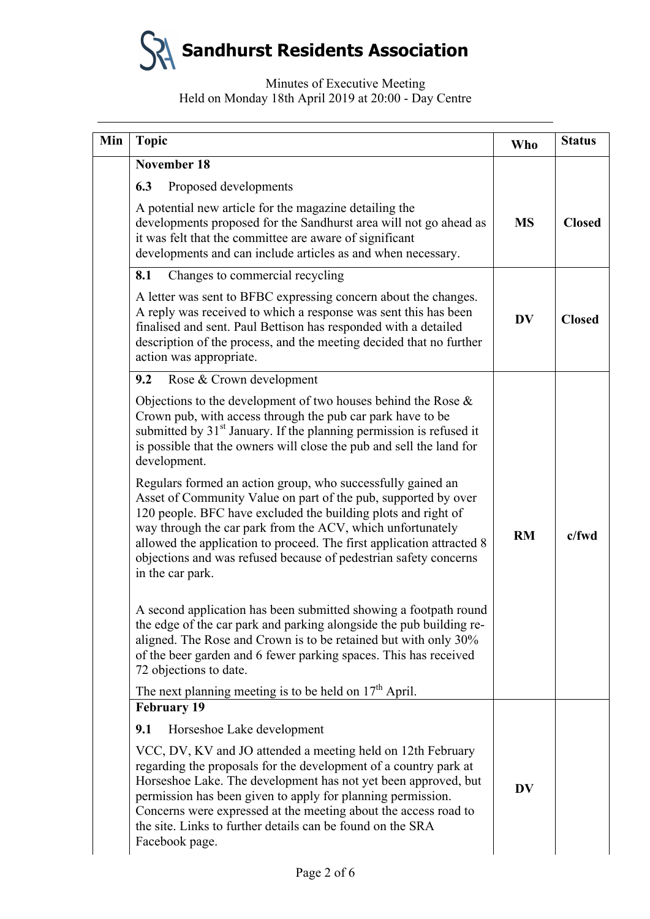# Sandhurst Residents Association

Minutes of Executive Meeting
Held on Monday 18th April 2019 at 20:00 - Day Centre

| Min | Topic | Who | Status |
|---|---|---|---|
| | **November 18** | | |
| | **6.3** Proposed developments<br><br>A potential new article for the magazine detailing the developments proposed for the Sandhurst area will not go ahead as it was felt that the committee are aware of significant developments and can include articles as and when necessary. | **MS** | **Closed** |
| | **8.1** Changes to commercial recycling<br><br>A letter was sent to BFBC expressing concern about the changes. A reply was received to which a response was sent this has been finalised and sent. Paul Bettison has responded with a detailed description of the process, and the meeting decided that no further action was appropriate. | **DV** | **Closed** |
| | **9.2** Rose & Crown development<br><br>Objections to the development of two houses behind the Rose & Crown pub, with access through the pub car park have to be submitted by 31st January. If the planning permission is refused it is possible that the owners will close the pub and sell the land for development.<br><br>Regulars formed an action group, who successfully gained an Asset of Community Value on part of the pub, supported by over 120 people. BFC have excluded the building plots and right of way through the car park from the ACV, which unfortunately allowed the application to proceed. The first application attracted 8 objections and was refused because of pedestrian safety concerns in the car park.<br><br>A second application has been submitted showing a footpath round the edge of the car park and parking alongside the pub building re-aligned. The Rose and Crown is to be retained but with only 30% of the beer garden and 6 fewer parking spaces. This has received 72 objections to date.<br><br>The next planning meeting is to be held on 17th April. | **RM** | **c/fwd** |
| | **February 19** | | |
| | **9.1** Horseshoe Lake development<br><br>VCC, DV, KV and JO attended a meeting held on 12th February regarding the proposals for the development of a country park at Horseshoe Lake. The development has not yet been approved, but permission has been given to apply for planning permission. Concerns were expressed at the meeting about the access road to the site. Links to further details can be found on the SRA Facebook page. | **DV** | |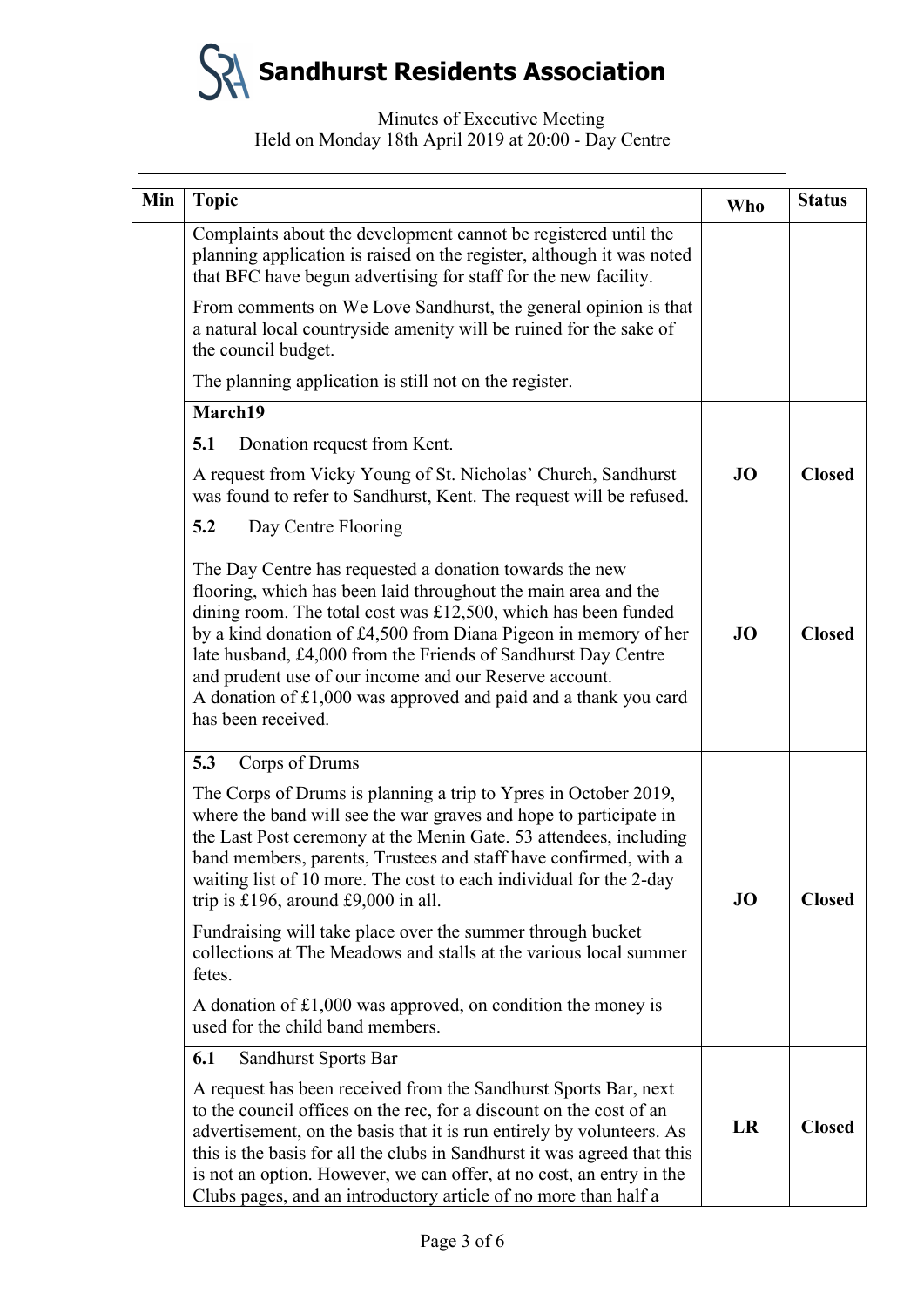# Sandhurst Residents Association

Minutes of Executive Meeting
Held on Monday 18th April 2019 at 20:00 - Day Centre

| Min | Topic | Who | Status |
|---|---|---|---|
| | Complaints about the development cannot be registered until the planning application is raised on the register, although it was noted that BFC have begun advertising for staff for the new facility.<br><br>From comments on We Love Sandhurst, the general opinion is that a natural local countryside amenity will be ruined for the sake of the council budget.<br><br>The planning application is still not on the register. | | |
| | **March19**<br><br>**5.1** Donation request from Kent.<br><br>A request from Vicky Young of St. Nicholas' Church, Sandhurst was found to refer to Sandhurst, Kent. The request will be refused. | **JO** | **Closed** |
| | **5.2** Day Centre Flooring<br><br>The Day Centre has requested a donation towards the new flooring, which has been laid throughout the main area and the dining room. The total cost was £12,500, which has been funded by a kind donation of £4,500 from Diana Pigeon in memory of her late husband, £4,000 from the Friends of Sandhurst Day Centre and prudent use of our income and our Reserve account.<br>A donation of £1,000 was approved and paid and a thank you card has been received. | **JO** | **Closed** |
| | **5.3** Corps of Drums<br><br>The Corps of Drums is planning a trip to Ypres in October 2019, where the band will see the war graves and hope to participate in the Last Post ceremony at the Menin Gate. 53 attendees, including band members, parents, Trustees and staff have confirmed, with a waiting list of 10 more. The cost to each individual for the 2-day trip is £196, around £9,000 in all.<br><br>Fundraising will take place over the summer through bucket collections at The Meadows and stalls at the various local summer fetes.<br><br>A donation of £1,000 was approved, on condition the money is used for the child band members. | **JO** | **Closed** |
| | **6.1** Sandhurst Sports Bar<br><br>A request has been received from the Sandhurst Sports Bar, next to the council offices on the rec, for a discount on the cost of an advertisement, on the basis that it is run entirely by volunteers. As this is the basis for all the clubs in Sandhurst it was agreed that this is not an option. However, we can offer, at no cost, an entry in the Clubs pages, and an introductory article of no more than half a | **LR** | **Closed** |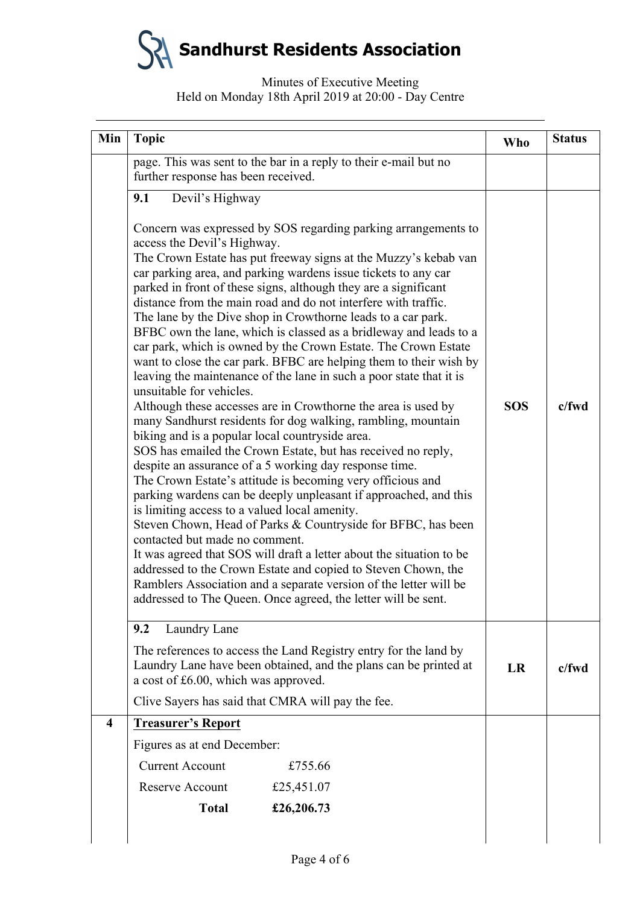# Sandhurst Residents Association

Minutes of Executive Meeting
Held on Monday 18th April 2019 at 20:00 - Day Centre

| Min | Topic | Who | Status |
|---|---|---|---|
| | page. This was sent to the bar in a reply to their e-mail but no further response has been received. | | |
| | **9.1** Devil's Highway<br><br>Concern was expressed by SOS regarding parking arrangements to access the Devil's Highway.<br>The Crown Estate has put freeway signs at the Muzzy's kebab van car parking area, and parking wardens issue tickets to any car parked in front of these signs, although they are a significant distance from the main road and do not interfere with traffic.<br>The lane by the Dive shop in Crowthorne leads to a car park. BFBC own the lane, which is classed as a bridleway and leads to a car park, which is owned by the Crown Estate. The Crown Estate want to close the car park. BFBC are helping them to their wish by leaving the maintenance of the lane in such a poor state that it is unsuitable for vehicles.<br>Although these accesses are in Crowthorne the area is used by many Sandhurst residents for dog walking, rambling, mountain biking and is a popular local countryside area.<br>SOS has emailed the Crown Estate, but has received no reply, despite an assurance of a 5 working day response time.<br>The Crown Estate's attitude is becoming very officious and parking wardens can be deeply unpleasant if approached, and this is limiting access to a valued local amenity.<br>Steven Chown, Head of Parks & Countryside for BFBC, has been contacted but made no comment.<br>It was agreed that SOS will draft a letter about the situation to be addressed to the Crown Estate and copied to Steven Chown, the Ramblers Association and a separate version of the letter will be addressed to The Queen. Once agreed, the letter will be sent. | **SOS** | **c/fwd** |
| | **9.2** Laundry Lane<br><br>The references to access the Land Registry entry for the land by Laundry Lane have been obtained, and the plans can be printed at a cost of £6.00, which was approved.<br><br>Clive Sayers has said that CMRA will pay the fee. | **LR** | **c/fwd** |
| **4** | **<u>Treasurer's Report</u>**<br><br>Figures as at end December:<br><br>Current Account £755.66<br>Reserve Account £25,451.07<br>**Total £26,206.73** | | |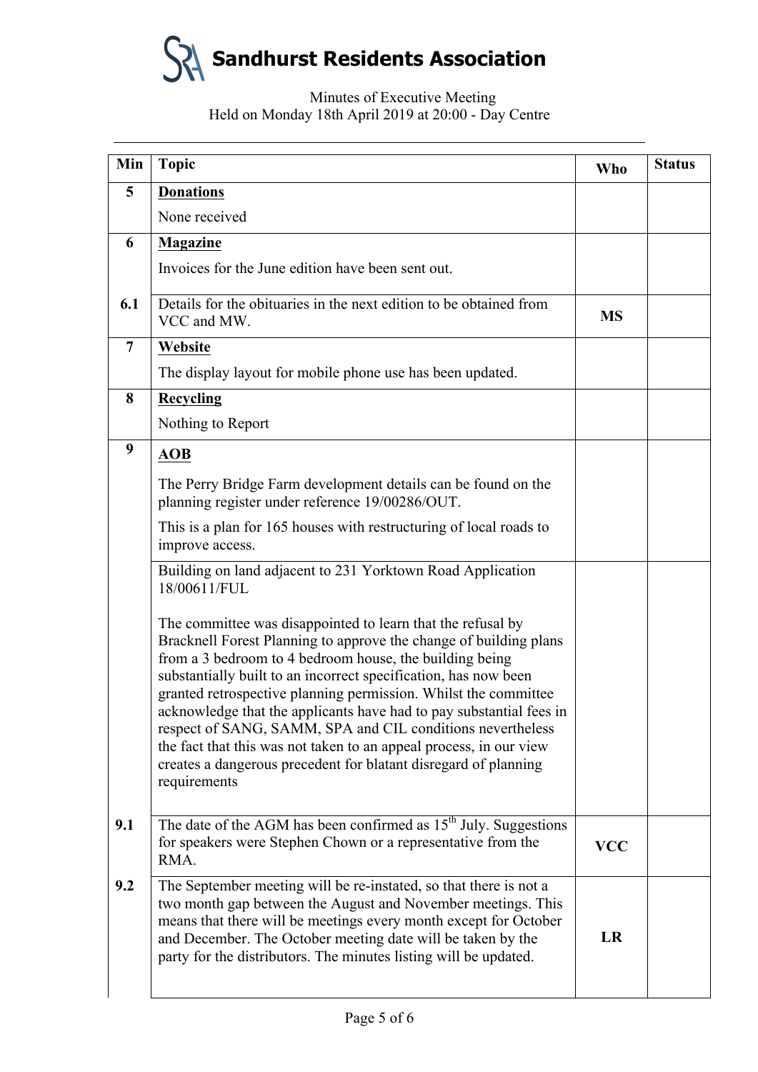# Sandhurst Residents Association

Minutes of Executive Meeting
Held on Monday 18th April 2019 at 20:00 - Day Centre

| Min | Topic | Who | Status |
|---|---|---|---|
| 5 | **Donations**<br><br>None received | | |
| 6 | **Magazine**<br><br>Invoices for the June edition have been sent out. | | |
| 6.1 | Details for the obituaries in the next edition to be obtained from VCC and MW. | MS | |
| 7 | **Website**<br><br>The display layout for mobile phone use has been updated. | | |
| 8 | **Recycling**<br><br>Nothing to Report | | |
| 9 | **AOB**<br><br>The Perry Bridge Farm development details can be found on the planning register under reference 19/00286/OUT.<br><br>This is a plan for 165 houses with restructuring of local roads to improve access. | | |
| | Building on land adjacent to 231 Yorktown Road Application 18/00611/FUL<br><br>The committee was disappointed to learn that the refusal by Bracknell Forest Planning to approve the change of building plans from a 3 bedroom to 4 bedroom house, the building being substantially built to an incorrect specification, has now been granted retrospective planning permission. Whilst the committee acknowledge that the applicants have had to pay substantial fees in respect of SANG, SAMM, SPA and CIL conditions nevertheless the fact that this was not taken to an appeal process, in our view creates a dangerous precedent for blatant disregard of planning requirements | | |
| 9.1 | The date of the AGM has been confirmed as 15th July. Suggestions for speakers were Stephen Chown or a representative from the RMA. | VCC | |
| 9.2 | The September meeting will be re-instated, so that there is not a two month gap between the August and November meetings. This means that there will be meetings every month except for October and December. The October meeting date will be taken by the party for the distributors. The minutes listing will be updated. | LR | |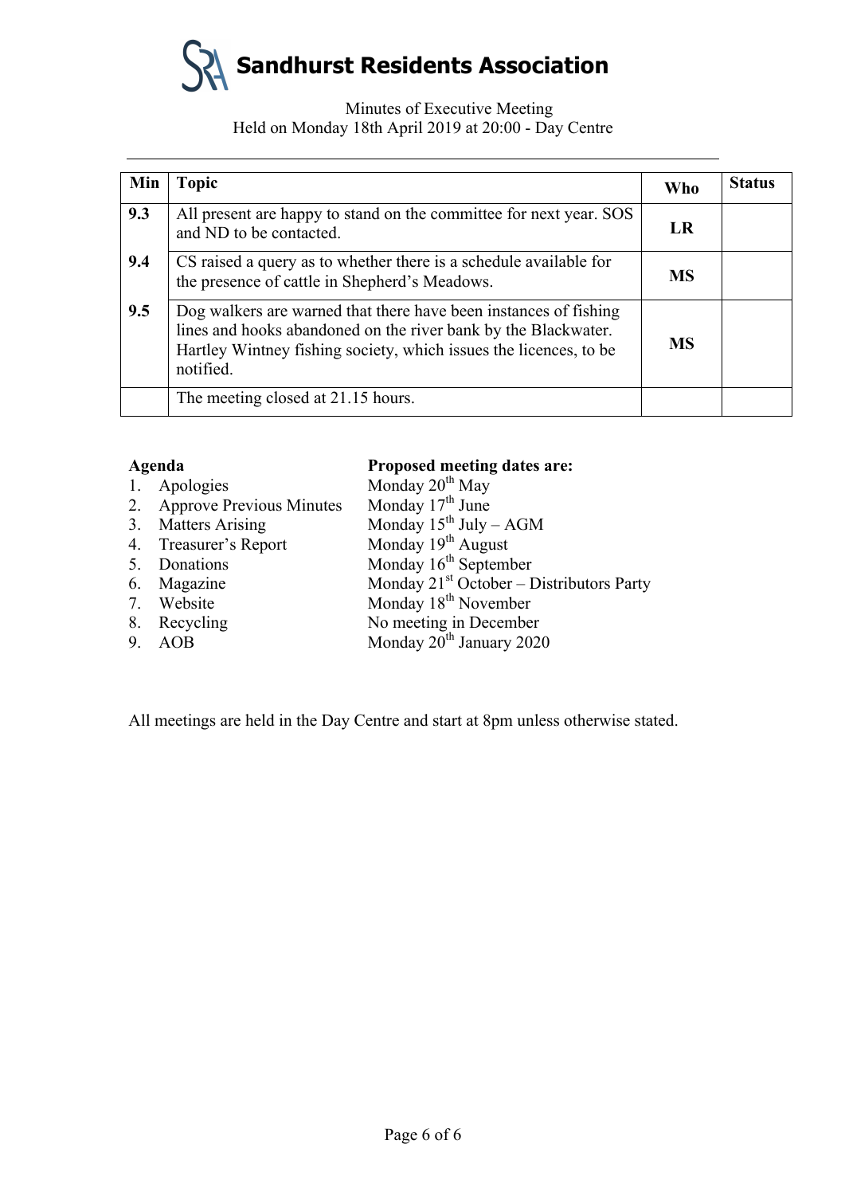# Sandhurst Residents Association

Minutes of Executive Meeting
Held on Monday 18th April 2019 at 20:00 - Day Centre

| Min | Topic | Who | Status |
|---|---|---|---|
| 9.3 | All present are happy to stand on the committee for next year. SOS and ND to be contacted. | LR | |
| 9.4 | CS raised a query as to whether there is a schedule available for the presence of cattle in Shepherd's Meadows. | MS | |
| 9.5 | Dog walkers are warned that there have been instances of fishing lines and hooks abandoned on the river bank by the Blackwater. Hartley Wintney fishing society, which issues the licences, to be notified. | MS | |
| | The meeting closed at 21.15 hours. | | |

**Agenda**

1. Apologies
2. Approve Previous Minutes
3. Matters Arising
4. Treasurer's Report
5. Donations
6. Magazine
7. Website
8. Recycling
9. AOB

**Proposed meeting dates are:**

Monday 20th May
Monday 17th June
Monday 15th July – AGM
Monday 19th August
Monday 16th September
Monday 21st October – Distributors Party
Monday 18th November
No meeting in December
Monday 20th January 2020

All meetings are held in the Day Centre and start at 8pm unless otherwise stated.